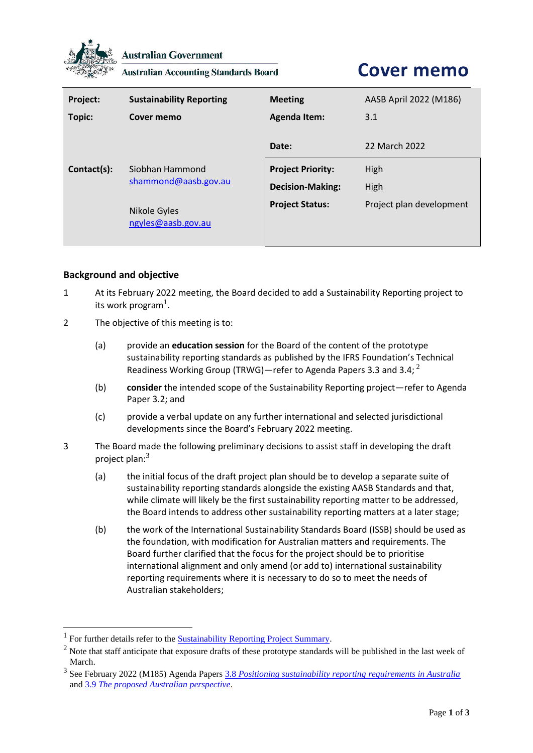Australian Government

Australian Accounting Standards Board

# Cover memo

| Project: | Sustainability Reporting | Meeting | AASB April 2022 (M186) |
|---|---|---|---|
| Topic: | Cover memo | Agenda Item: | 3.1 |
| | | Date: | 22 March 2022 |
| Contact(s): | Siobhan Hammond<br>shammond@aasb.gov.au<br><br>Nikole Gyles<br>ngyles@aasb.gov.au | Project Priority:<br>Decision-Making:<br>Project Status: | High<br>High<br>Project plan development |

## Background and objective

1 At its February 2022 meeting, the Board decided to add a Sustainability Reporting project to its work program[1].

2 The objective of this meeting is to:

(a) provide an **education session** for the Board of the content of the prototype sustainability reporting standards as published by the IFRS Foundation's Technical Readiness Working Group (TRWG)—refer to Agenda Papers 3.3 and 3.4; [2]

(b) **consider** the intended scope of the Sustainability Reporting project—refer to Agenda Paper 3.2; and

(c) provide a verbal update on any further international and selected jurisdictional developments since the Board's February 2022 meeting.

3 The Board made the following preliminary decisions to assist staff in developing the draft project plan:[3]

(a) the initial focus of the draft project plan should be to develop a separate suite of sustainability reporting standards alongside the existing AASB Standards and that, while climate will likely be the first sustainability reporting matter to be addressed, the Board intends to address other sustainability reporting matters at a later stage;

(b) the work of the International Sustainability Standards Board (ISSB) should be used as the foundation, with modification for Australian matters and requirements. The Board further clarified that the focus for the project should be to prioritise international alignment and only amend (or add to) international sustainability reporting requirements where it is necessary to do so to meet the needs of Australian stakeholders;

---

[1] For further details refer to the Sustainability Reporting Project Summary.

[2] Note that staff anticipate that exposure drafts of these prototype standards will be published in the last week of March.

[3] See February 2022 (M185) Agenda Papers *3.8 Positioning sustainability reporting requirements in Australia* and *3.9 The proposed Australian perspective*.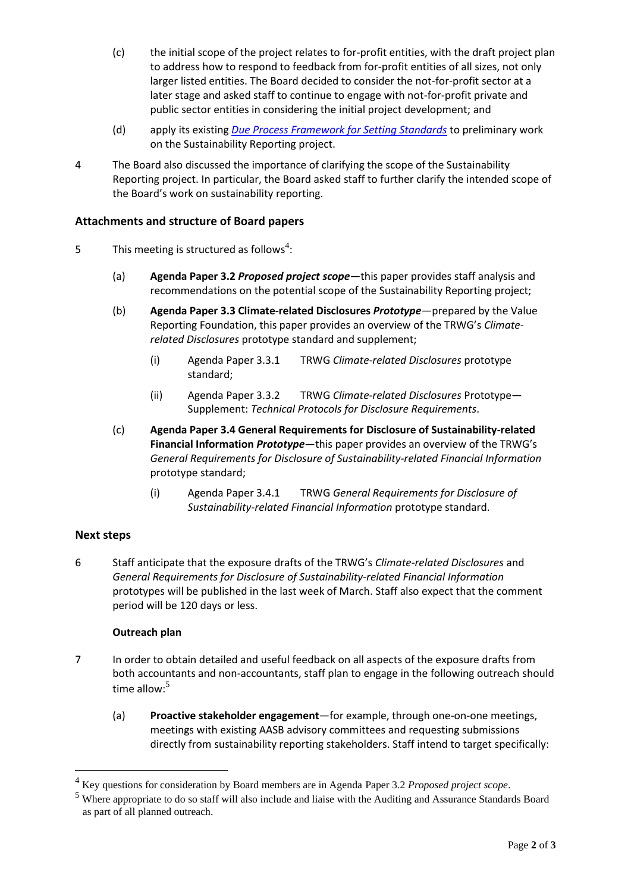(c) the initial scope of the project relates to for-profit entities, with the draft project plan to address how to respond to feedback from for-profit entities of all sizes, not only larger listed entities. The Board decided to consider the not-for-profit sector at a later stage and asked staff to continue to engage with not-for-profit private and public sector entities in considering the initial project development; and

(d) apply its existing *Due Process Framework for Setting Standards* to preliminary work on the Sustainability Reporting project.

4 The Board also discussed the importance of clarifying the scope of the Sustainability Reporting project. In particular, the Board asked staff to further clarify the intended scope of the Board's work on sustainability reporting.

### Attachments and structure of Board papers

5 This meeting is structured as follows[4]:

(a) **Agenda Paper 3.2 *Proposed project scope***—this paper provides staff analysis and recommendations on the potential scope of the Sustainability Reporting project;

(b) **Agenda Paper 3.3 Climate-related Disclosures *Prototype***—prepared by the Value Reporting Foundation, this paper provides an overview of the TRWG's *Climate-related Disclosures* prototype standard and supplement;

(i) Agenda Paper 3.3.1 TRWG *Climate-related Disclosures* prototype standard;

(ii) Agenda Paper 3.3.2 TRWG *Climate-related Disclosures* Prototype—Supplement: *Technical Protocols for Disclosure Requirements*.

(c) **Agenda Paper 3.4 General Requirements for Disclosure of Sustainability-related Financial Information *Prototype***—this paper provides an overview of the TRWG's *General Requirements for Disclosure of Sustainability-related Financial Information* prototype standard;

(i) Agenda Paper 3.4.1 TRWG *General Requirements for Disclosure of Sustainability-related Financial Information* prototype standard.

### Next steps

6 Staff anticipate that the exposure drafts of the TRWG's *Climate-related Disclosures* and *General Requirements for Disclosure of Sustainability-related Financial Information* prototypes will be published in the last week of March. Staff also expect that the comment period will be 120 days or less.

#### Outreach plan

7 In order to obtain detailed and useful feedback on all aspects of the exposure drafts from both accountants and non-accountants, staff plan to engage in the following outreach should time allow:[5]

(a) **Proactive stakeholder engagement**—for example, through one-on-one meetings, meetings with existing AASB advisory committees and requesting submissions directly from sustainability reporting stakeholders. Staff intend to target specifically:

---

[4] Key questions for consideration by Board members are in Agenda Paper 3.2 *Proposed project scope*.

[5] Where appropriate to do so staff will also include and liaise with the Auditing and Assurance Standards Board as part of all planned outreach.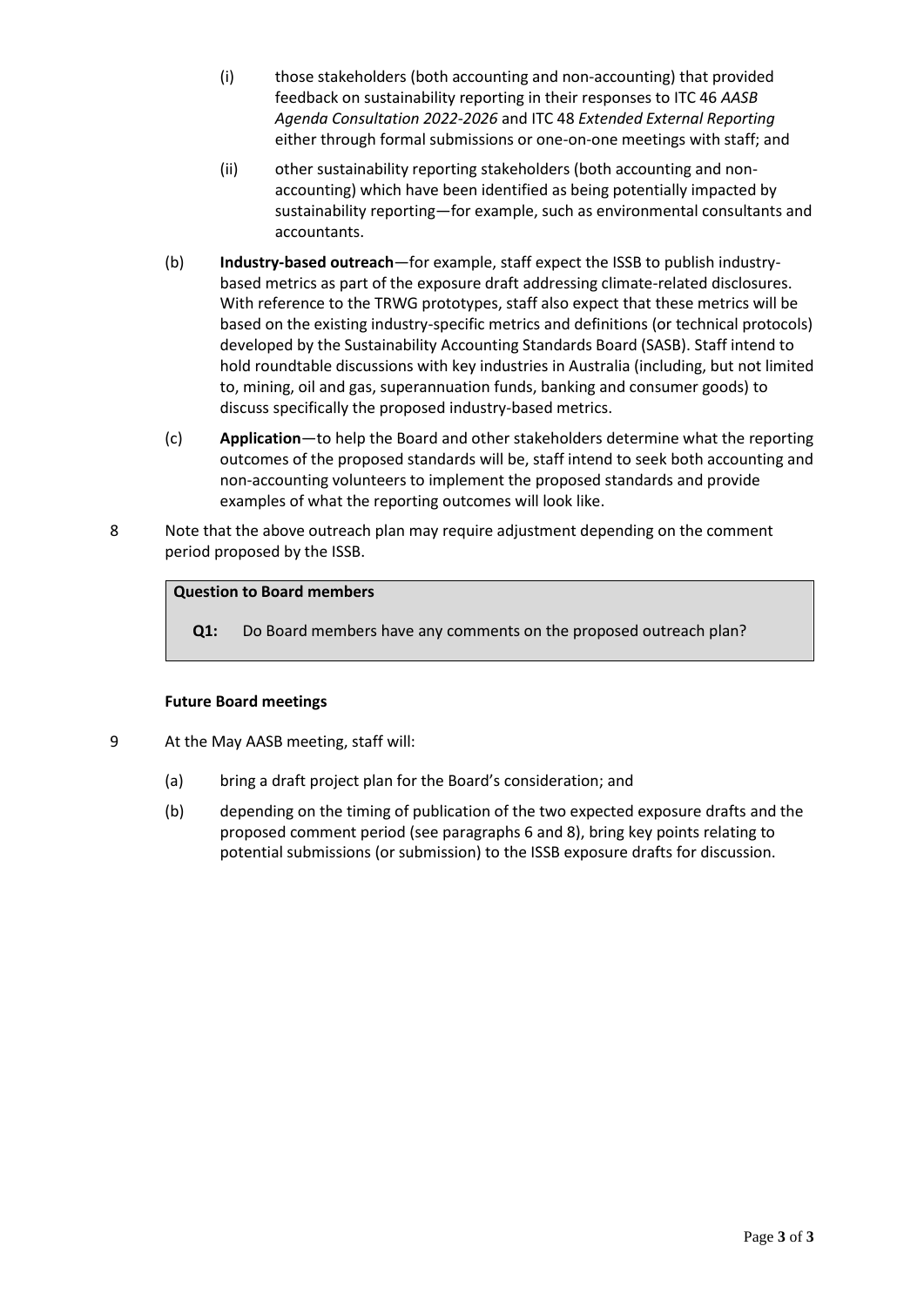(i) those stakeholders (both accounting and non-accounting) that provided feedback on sustainability reporting in their responses to ITC 46 *AASB Agenda Consultation 2022-2026* and ITC 48 *Extended External Reporting* either through formal submissions or one-on-one meetings with staff; and

(ii) other sustainability reporting stakeholders (both accounting and non-accounting) which have been identified as being potentially impacted by sustainability reporting—for example, such as environmental consultants and accountants.

(b) **Industry-based outreach**—for example, staff expect the ISSB to publish industry-based metrics as part of the exposure draft addressing climate-related disclosures. With reference to the TRWG prototypes, staff also expect that these metrics will be based on the existing industry-specific metrics and definitions (or technical protocols) developed by the Sustainability Accounting Standards Board (SASB). Staff intend to hold roundtable discussions with key industries in Australia (including, but not limited to, mining, oil and gas, superannuation funds, banking and consumer goods) to discuss specifically the proposed industry-based metrics.

(c) **Application**—to help the Board and other stakeholders determine what the reporting outcomes of the proposed standards will be, staff intend to seek both accounting and non-accounting volunteers to implement the proposed standards and provide examples of what the reporting outcomes will look like.

8 Note that the above outreach plan may require adjustment depending on the comment period proposed by the ISSB.

> **Question to Board members**
>
> **Q1:** Do Board members have any comments on the proposed outreach plan?

**Future Board meetings**

9 At the May AASB meeting, staff will:

(a) bring a draft project plan for the Board's consideration; and

(b) depending on the timing of publication of the two expected exposure drafts and the proposed comment period (see paragraphs 6 and 8), bring key points relating to potential submissions (or submission) to the ISSB exposure drafts for discussion.